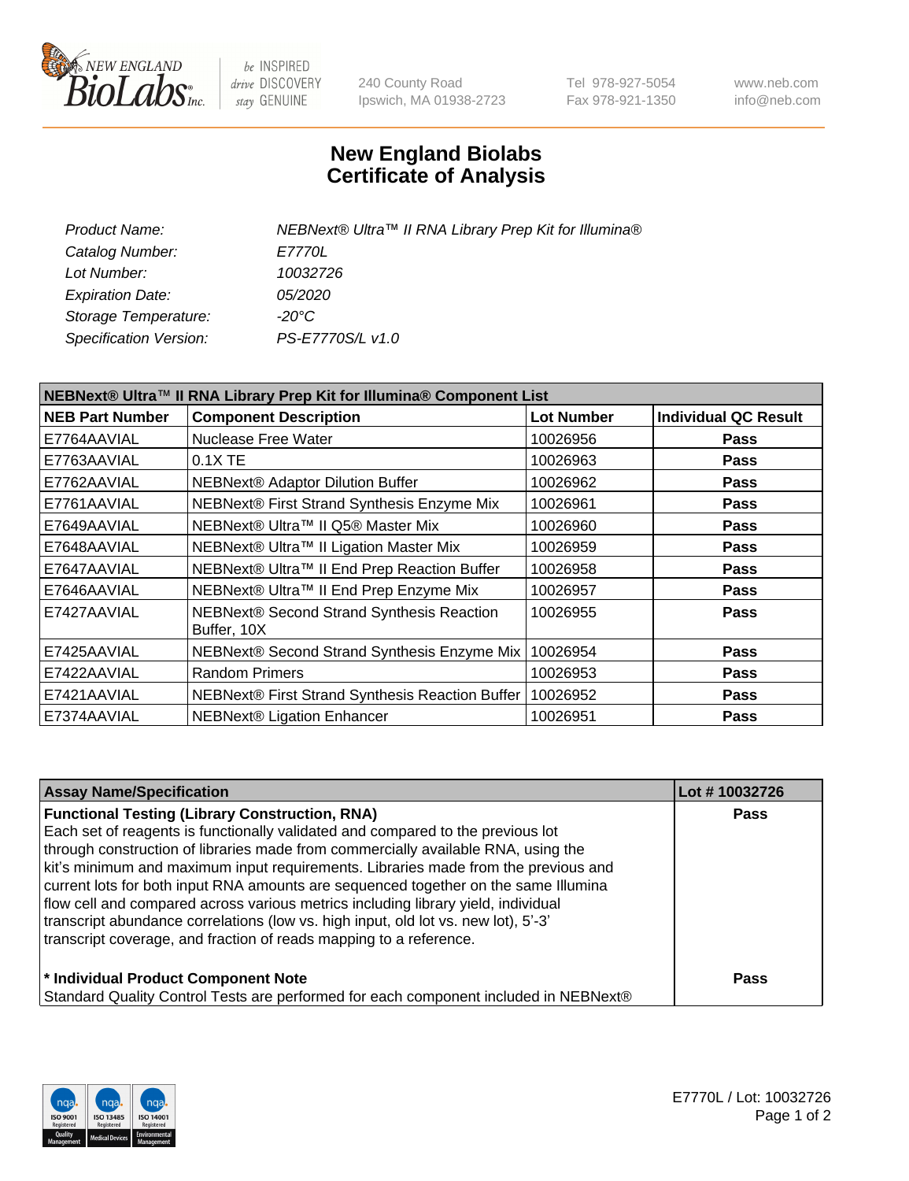NEW ENGLAND BioLabs Inc. — be INSPIRED drive DISCOVERY stay GENUINE

240 County Road
Ipswich, MA 01938-2723

Tel 978-927-5054
Fax 978-921-1350

www.neb.com
info@neb.com

# New England Biolabs
# Certificate of Analysis

| | |
|---|---|
| *Product Name:* | *NEBNext® Ultra™ II RNA Library Prep Kit for Illumina®* |
| *Catalog Number:* | *E7770L* |
| *Lot Number:* | *10032726* |
| *Expiration Date:* | *05/2020* |
| *Storage Temperature:* | *-20°C* |
| *Specification Version:* | *PS-E7770S/L v1.0* |

**NEBNext® Ultra™ II RNA Library Prep Kit for Illumina® Component List**

| NEB Part Number | Component Description | Lot Number | Individual QC Result |
|---|---|---|---|
| E7764AAVIAL | Nuclease Free Water | 10026956 | Pass |
| E7763AAVIAL | 0.1X TE | 10026963 | Pass |
| E7762AAVIAL | NEBNext® Adaptor Dilution Buffer | 10026962 | Pass |
| E7761AAVIAL | NEBNext® First Strand Synthesis Enzyme Mix | 10026961 | Pass |
| E7649AAVIAL | NEBNext® Ultra™ II Q5® Master Mix | 10026960 | Pass |
| E7648AAVIAL | NEBNext® Ultra™ II Ligation Master Mix | 10026959 | Pass |
| E7647AAVIAL | NEBNext® Ultra™ II End Prep Reaction Buffer | 10026958 | Pass |
| E7646AAVIAL | NEBNext® Ultra™ II End Prep Enzyme Mix | 10026957 | Pass |
| E7427AAVIAL | NEBNext® Second Strand Synthesis Reaction Buffer, 10X | 10026955 | Pass |
| E7425AAVIAL | NEBNext® Second Strand Synthesis Enzyme Mix | 10026954 | Pass |
| E7422AAVIAL | Random Primers | 10026953 | Pass |
| E7421AAVIAL | NEBNext® First Strand Synthesis Reaction Buffer | 10026952 | Pass |
| E7374AAVIAL | NEBNext® Ligation Enhancer | 10026951 | Pass |

| Assay Name/Specification | Lot # 10032726 |
|---|---|
| **Functional Testing (Library Construction, RNA)**<br>Each set of reagents is functionally validated and compared to the previous lot through construction of libraries made from commercially available RNA, using the kit's minimum and maximum input requirements. Libraries made from the previous and current lots for both input RNA amounts are sequenced together on the same Illumina flow cell and compared across various metrics including library yield, individual transcript abundance correlations (low vs. high input, old lot vs. new lot), 5'-3' transcript coverage, and fraction of reads mapping to a reference. | Pass |
| **\* Individual Product Component Note**<br>Standard Quality Control Tests are performed for each component included in NEBNext® | Pass |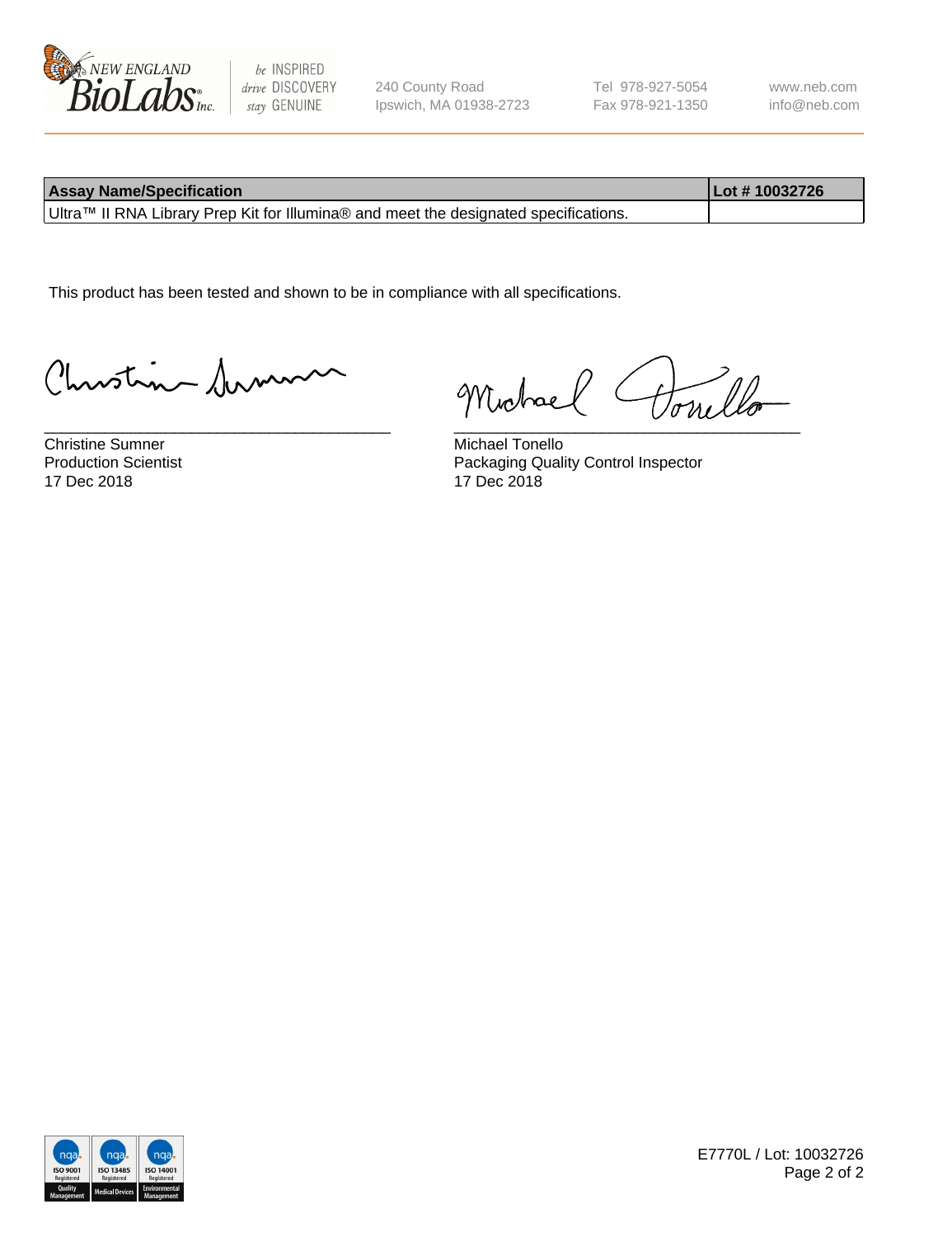NEW ENGLAND BioLabs Inc. — be INSPIRED drive DISCOVERY stay GENUINE

240 County Road
Ipswich, MA 01938-2723

Tel 978-927-5054
Fax 978-921-1350

www.neb.com
info@neb.com

| Assay Name/Specification | Lot # 10032726 |
| --- | --- |
| Ultra™ II RNA Library Prep Kit for Illumina® and meet the designated specifications. | |

This product has been tested and shown to be in compliance with all specifications.

Christine Sumner
Production Scientist
17 Dec 2018

Michael Tonello
Packaging Quality Control Inspector
17 Dec 2018

ISO 9001 Registered Quality Management | ISO 13485 Registered Medical Devices | ISO 14001 Registered Environmental Management

E7770L / Lot: 10032726